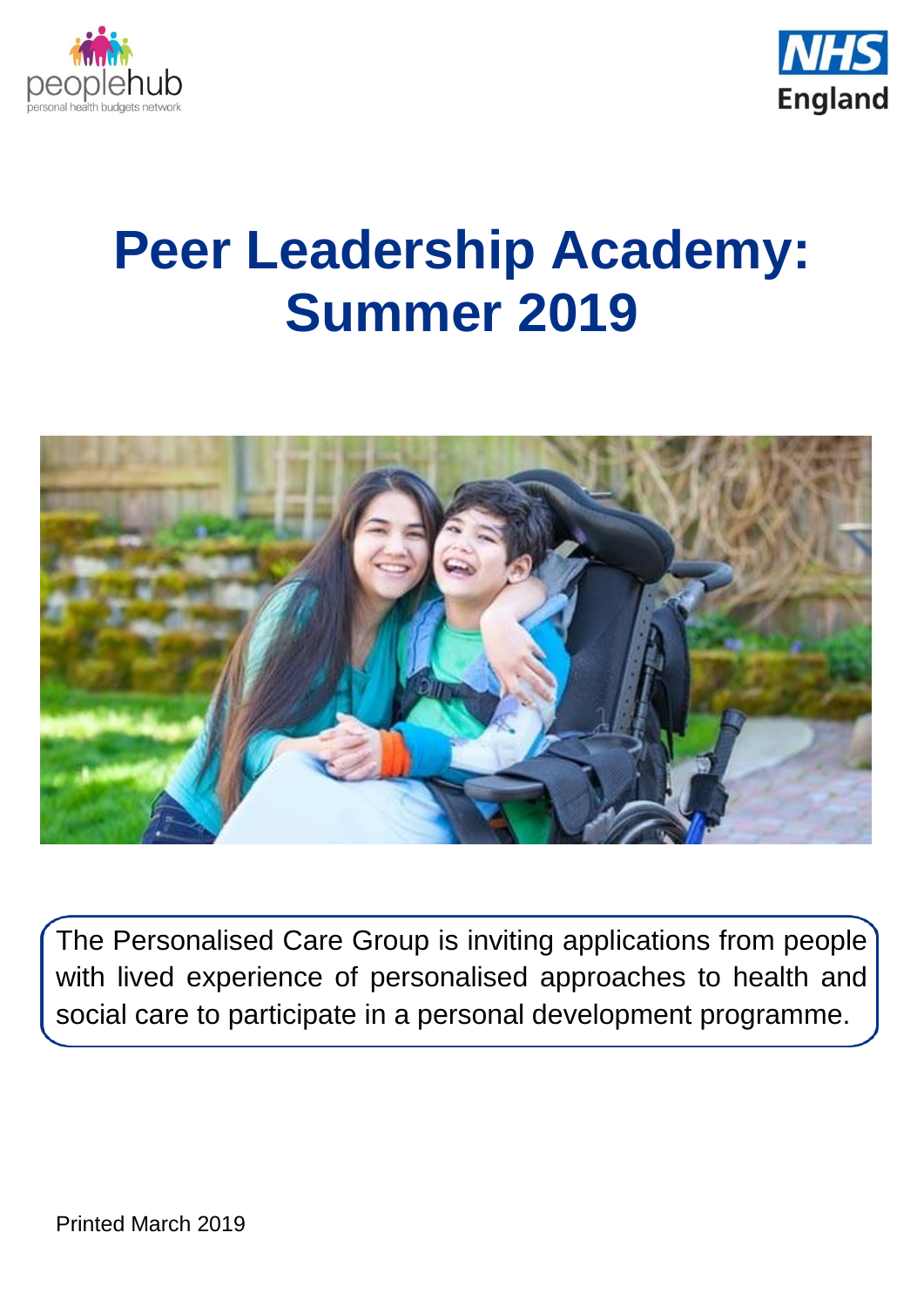peoplehub
personal health budgets network

NHS England

# Peer Leadership Academy: Summer 2019

The Personalised Care Group is inviting applications from people with lived experience of personalised approaches to health and social care to participate in a personal development programme.

Printed March 2019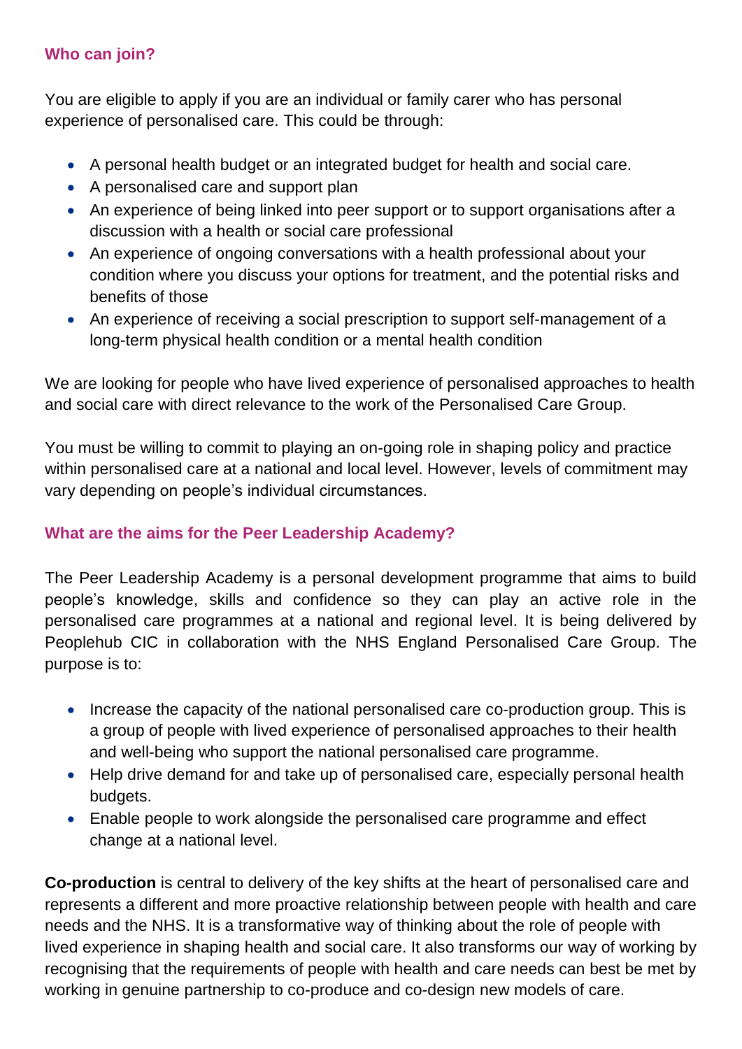### Who can join?

You are eligible to apply if you are an individual or family carer who has personal experience of personalised care. This could be through:

- A personal health budget or an integrated budget for health and social care.
- A personalised care and support plan
- An experience of being linked into peer support or to support organisations after a discussion with a health or social care professional
- An experience of ongoing conversations with a health professional about your condition where you discuss your options for treatment, and the potential risks and benefits of those
- An experience of receiving a social prescription to support self-management of a long-term physical health condition or a mental health condition

We are looking for people who have lived experience of personalised approaches to health and social care with direct relevance to the work of the Personalised Care Group.

You must be willing to commit to playing an on-going role in shaping policy and practice within personalised care at a national and local level. However, levels of commitment may vary depending on people's individual circumstances.

### What are the aims for the Peer Leadership Academy?

The Peer Leadership Academy is a personal development programme that aims to build people's knowledge, skills and confidence so they can play an active role in the personalised care programmes at a national and regional level. It is being delivered by Peoplehub CIC in collaboration with the NHS England Personalised Care Group. The purpose is to:

- Increase the capacity of the national personalised care co-production group. This is a group of people with lived experience of personalised approaches to their health and well-being who support the national personalised care programme.
- Help drive demand for and take up of personalised care, especially personal health budgets.
- Enable people to work alongside the personalised care programme and effect change at a national level.

**Co-production** is central to delivery of the key shifts at the heart of personalised care and represents a different and more proactive relationship between people with health and care needs and the NHS. It is a transformative way of thinking about the role of people with lived experience in shaping health and social care. It also transforms our way of working by recognising that the requirements of people with health and care needs can best be met by working in genuine partnership to co-produce and co-design new models of care.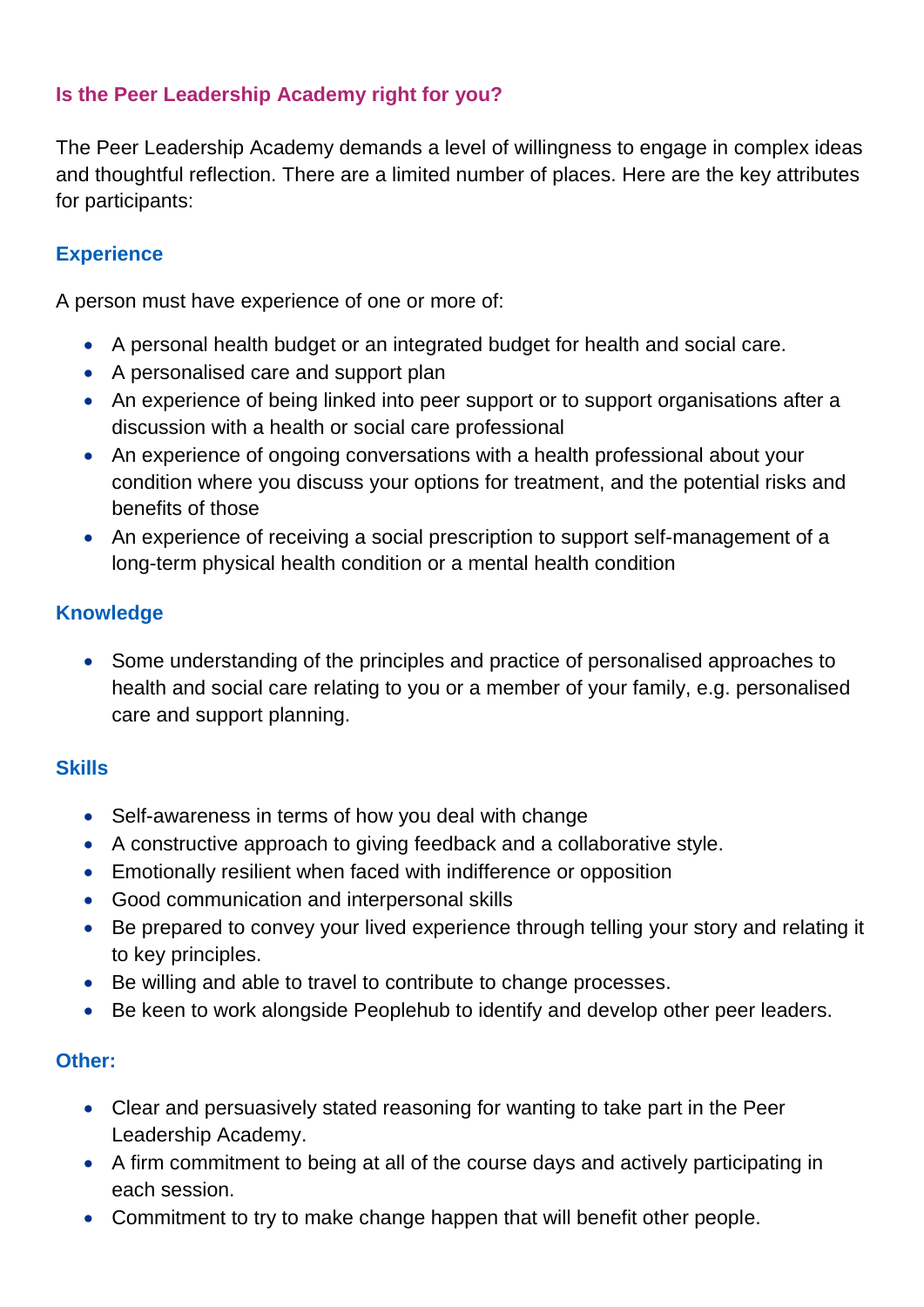## Is the Peer Leadership Academy right for you?

The Peer Leadership Academy demands a level of willingness to engage in complex ideas and thoughtful reflection. There are a limited number of places. Here are the key attributes for participants:

### Experience

A person must have experience of one or more of:

- A personal health budget or an integrated budget for health and social care.
- A personalised care and support plan
- An experience of being linked into peer support or to support organisations after a discussion with a health or social care professional
- An experience of ongoing conversations with a health professional about your condition where you discuss your options for treatment, and the potential risks and benefits of those
- An experience of receiving a social prescription to support self-management of a long-term physical health condition or a mental health condition

### Knowledge

- Some understanding of the principles and practice of personalised approaches to health and social care relating to you or a member of your family, e.g. personalised care and support planning.

### Skills

- Self-awareness in terms of how you deal with change
- A constructive approach to giving feedback and a collaborative style.
- Emotionally resilient when faced with indifference or opposition
- Good communication and interpersonal skills
- Be prepared to convey your lived experience through telling your story and relating it to key principles.
- Be willing and able to travel to contribute to change processes.
- Be keen to work alongside Peoplehub to identify and develop other peer leaders.

### Other:

- Clear and persuasively stated reasoning for wanting to take part in the Peer Leadership Academy.
- A firm commitment to being at all of the course days and actively participating in each session.
- Commitment to try to make change happen that will benefit other people.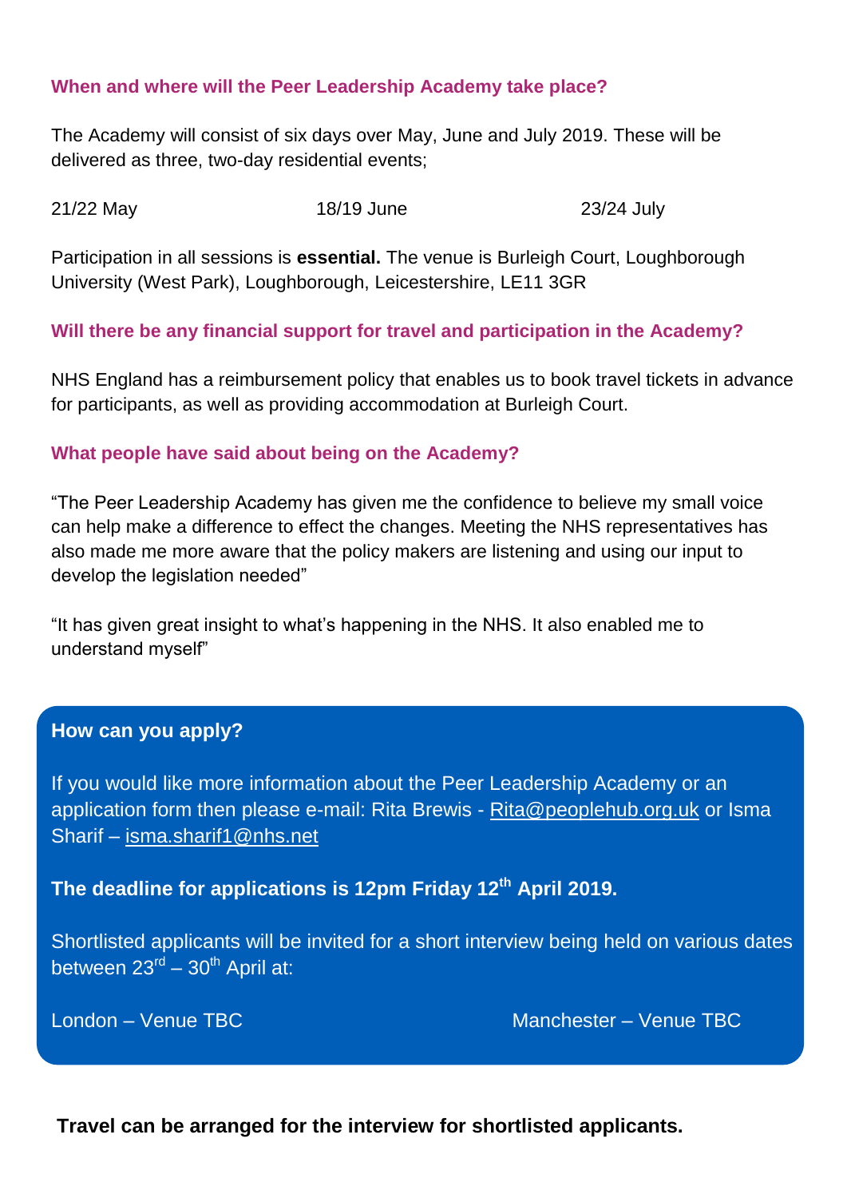### When and where will the Peer Leadership Academy take place?

The Academy will consist of six days over May, June and July 2019. These will be delivered as three, two-day residential events;

21/22 May

18/19 June

23/24 July

Participation in all sessions is **essential.** The venue is Burleigh Court, Loughborough University (West Park), Loughborough, Leicestershire, LE11 3GR

### Will there be any financial support for travel and participation in the Academy?

NHS England has a reimbursement policy that enables us to book travel tickets in advance for participants, as well as providing accommodation at Burleigh Court.

### What people have said about being on the Academy?

"The Peer Leadership Academy has given me the confidence to believe my small voice can help make a difference to effect the changes. Meeting the NHS representatives has also made me more aware that the policy makers are listening and using our input to develop the legislation needed"

"It has given great insight to what's happening in the NHS. It also enabled me to understand myself"

### How can you apply?

If you would like more information about the Peer Leadership Academy or an application form then please e-mail: Rita Brewis - Rita@peoplehub.org.uk or Isma Sharif – isma.sharif1@nhs.net

**The deadline for applications is 12pm Friday 12th April 2019.**

Shortlisted applicants will be invited for a short interview being held on various dates between 23rd – 30th April at:

London – Venue TBC

Manchester – Venue TBC

**Travel can be arranged for the interview for shortlisted applicants.**